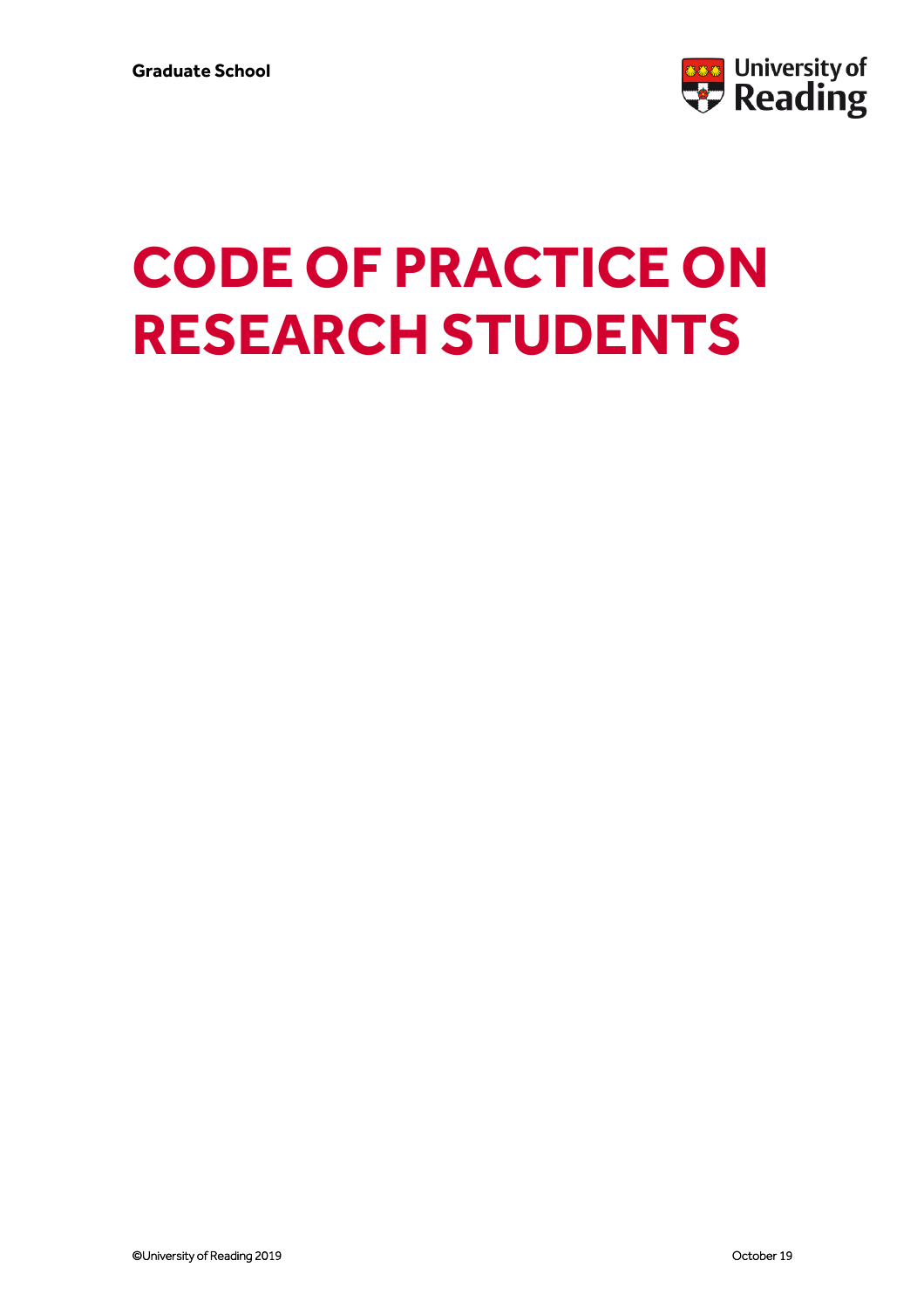Graduate School

University of Reading

# CODE OF PRACTICE ON RESEARCH STUDENTS

©University of Reading 2019

October 19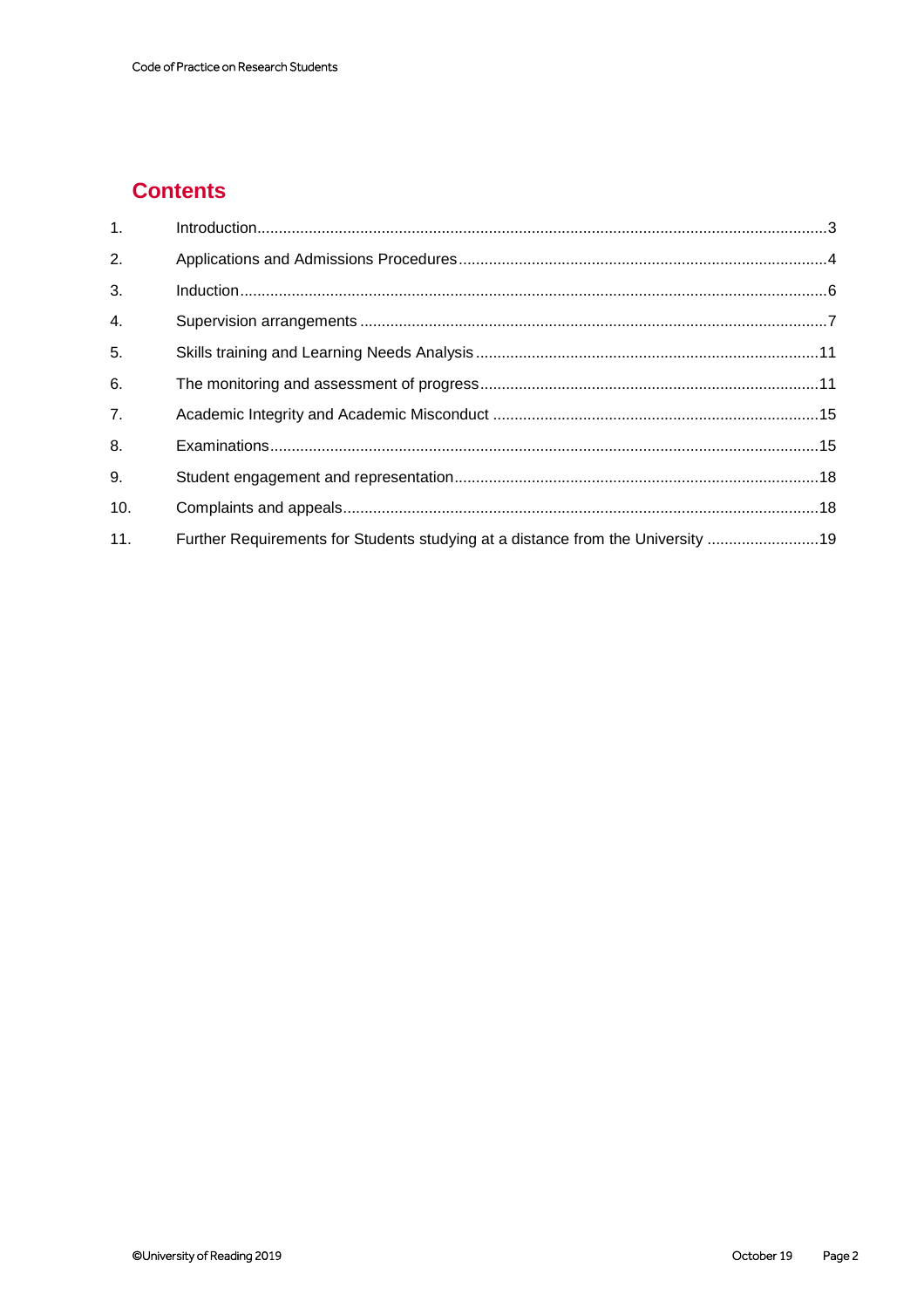## Contents

1. Introduction...3
2. Applications and Admissions Procedures...4
3. Induction...6
4. Supervision arrangements...7
5. Skills training and Learning Needs Analysis...11
6. The monitoring and assessment of progress...11
7. Academic Integrity and Academic Misconduct...15
8. Examinations...15
9. Student engagement and representation...18
10. Complaints and appeals...18
11. Further Requirements for Students studying at a distance from the University...19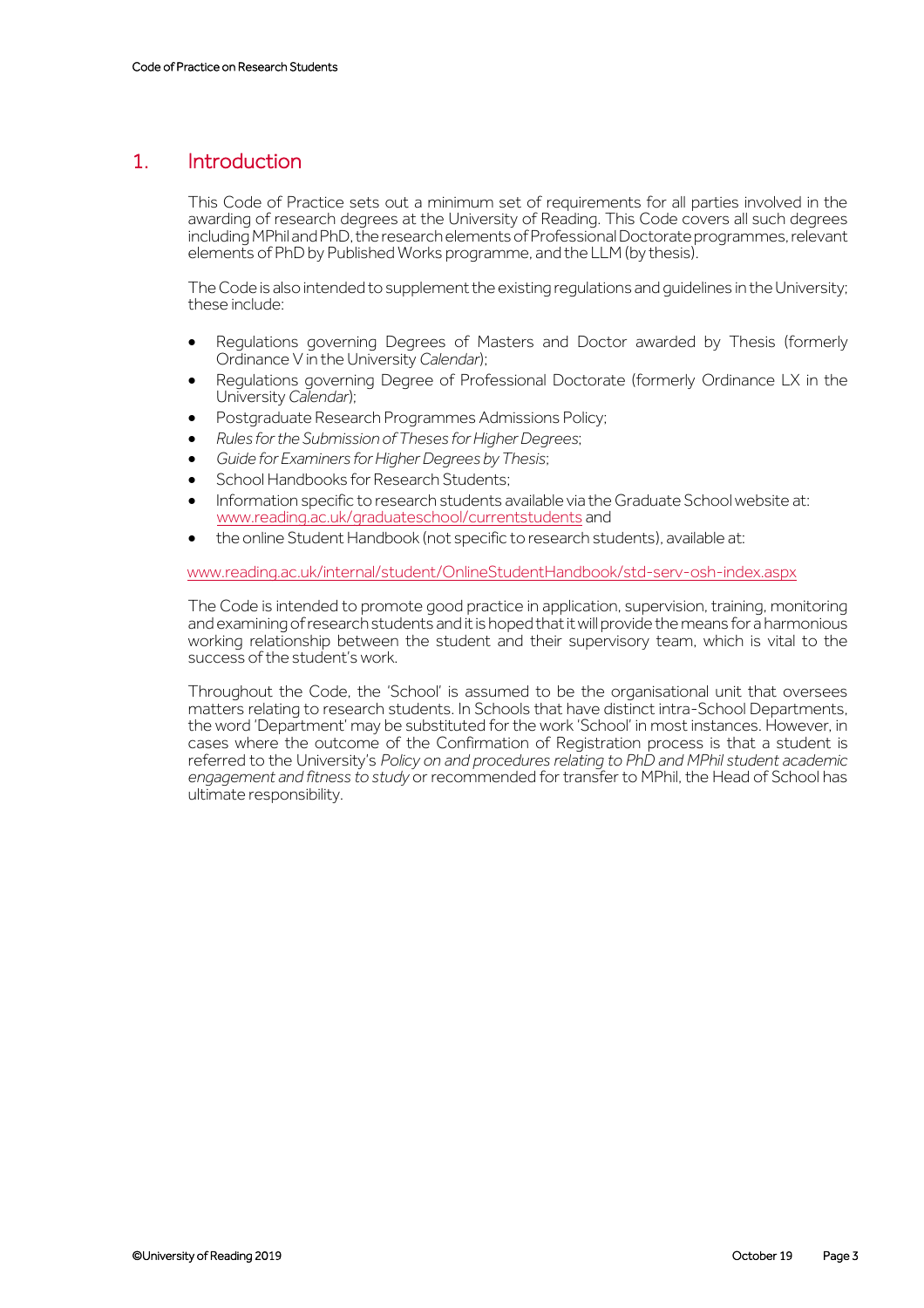## 1. Introduction

This Code of Practice sets out a minimum set of requirements for all parties involved in the awarding of research degrees at the University of Reading. This Code covers all such degrees including MPhil and PhD, the research elements of Professional Doctorate programmes, relevant elements of PhD by Published Works programme, and the LLM (by thesis).

The Code is also intended to supplement the existing regulations and guidelines in the University; these include:

- Regulations governing Degrees of Masters and Doctor awarded by Thesis (formerly Ordinance V in the University *Calendar*);
- Regulations governing Degree of Professional Doctorate (formerly Ordinance LX in the University *Calendar*);
- Postgraduate Research Programmes Admissions Policy;
- *Rules for the Submission of Theses for Higher Degrees*;
- *Guide for Examiners for Higher Degrees by Thesis*;
- School Handbooks for Research Students;
- Information specific to research students available via the Graduate School website at: www.reading.ac.uk/graduateschool/currentstudents and
- the online Student Handbook (not specific to research students), available at:

www.reading.ac.uk/internal/student/OnlineStudentHandbook/std-serv-osh-index.aspx

The Code is intended to promote good practice in application, supervision, training, monitoring and examining of research students and it is hoped that it will provide the means for a harmonious working relationship between the student and their supervisory team, which is vital to the success of the student's work.

Throughout the Code, the 'School' is assumed to be the organisational unit that oversees matters relating to research students. In Schools that have distinct intra-School Departments, the word 'Department' may be substituted for the work 'School' in most instances. However, in cases where the outcome of the Confirmation of Registration process is that a student is referred to the University's *Policy on and procedures relating to PhD and MPhil student academic engagement and fitness to study* or recommended for transfer to MPhil, the Head of School has ultimate responsibility.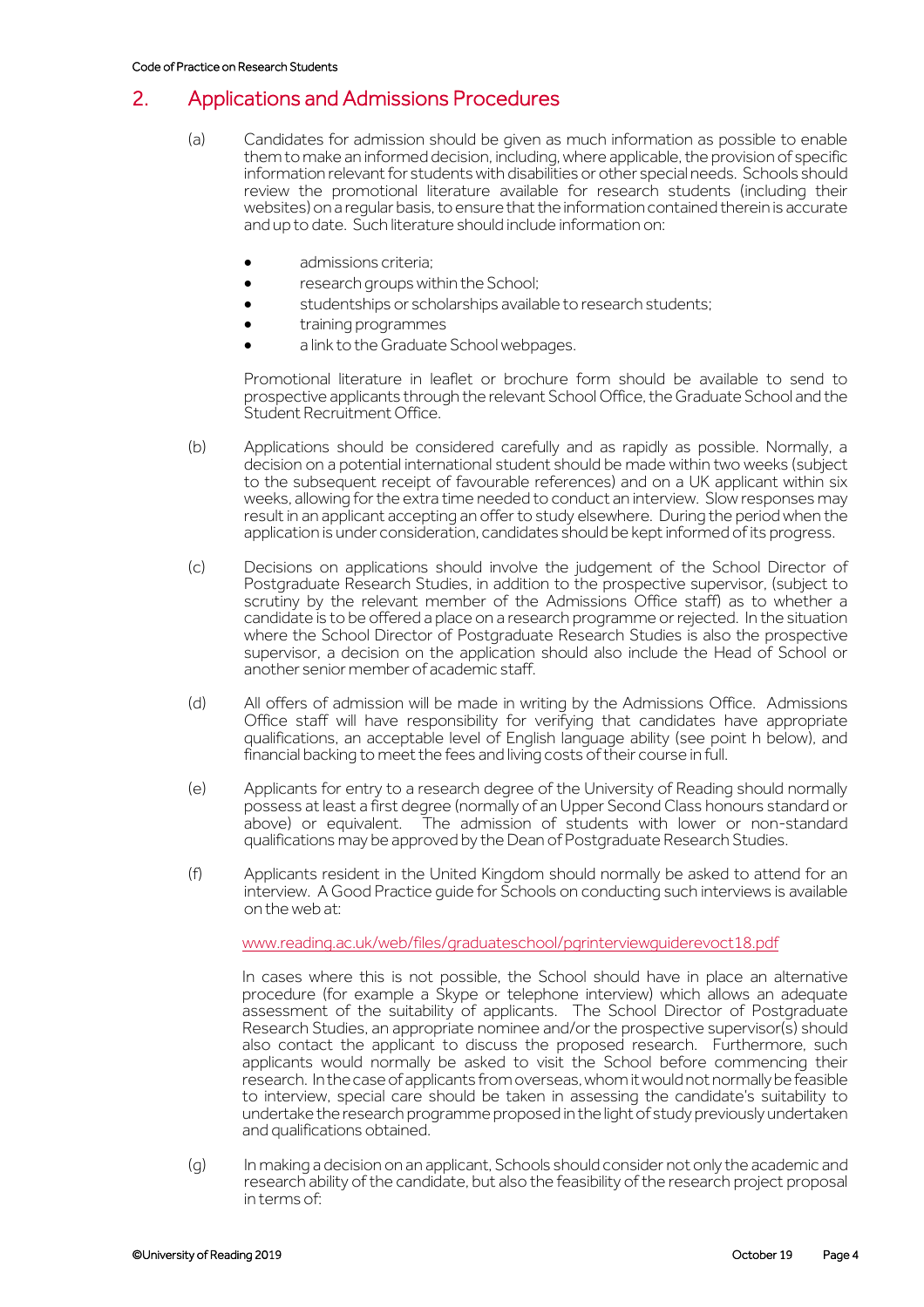## 2. Applications and Admissions Procedures

(a) Candidates for admission should be given as much information as possible to enable them to make an informed decision, including, where applicable, the provision of specific information relevant for students with disabilities or other special needs. Schools should review the promotional literature available for research students (including their websites) on a regular basis, to ensure that the information contained therein is accurate and up to date. Such literature should include information on:

- admissions criteria;
- research groups within the School;
- studentships or scholarships available to research students;
- training programmes
- a link to the Graduate School webpages.

Promotional literature in leaflet or brochure form should be available to send to prospective applicants through the relevant School Office, the Graduate School and the Student Recruitment Office.

(b) Applications should be considered carefully and as rapidly as possible. Normally, a decision on a potential international student should be made within two weeks (subject to the subsequent receipt of favourable references) and on a UK applicant within six weeks, allowing for the extra time needed to conduct an interview. Slow responses may result in an applicant accepting an offer to study elsewhere. During the period when the application is under consideration, candidates should be kept informed of its progress.

(c) Decisions on applications should involve the judgement of the School Director of Postgraduate Research Studies, in addition to the prospective supervisor, (subject to scrutiny by the relevant member of the Admissions Office staff) as to whether a candidate is to be offered a place on a research programme or rejected. In the situation where the School Director of Postgraduate Research Studies is also the prospective supervisor, a decision on the application should also include the Head of School or another senior member of academic staff.

(d) All offers of admission will be made in writing by the Admissions Office. Admissions Office staff will have responsibility for verifying that candidates have appropriate qualifications, an acceptable level of English language ability (see point h below), and financial backing to meet the fees and living costs of their course in full.

(e) Applicants for entry to a research degree of the University of Reading should normally possess at least a first degree (normally of an Upper Second Class honours standard or above) or equivalent. The admission of students with lower or non-standard qualifications may be approved by the Dean of Postgraduate Research Studies.

(f) Applicants resident in the United Kingdom should normally be asked to attend for an interview. A Good Practice guide for Schools on conducting such interviews is available on the web at:

www.reading.ac.uk/web/files/graduateschool/pgrinterviewguiderevoct18.pdf

In cases where this is not possible, the School should have in place an alternative procedure (for example a Skype or telephone interview) which allows an adequate assessment of the suitability of applicants. The School Director of Postgraduate Research Studies, an appropriate nominee and/or the prospective supervisor(s) should also contact the applicant to discuss the proposed research. Furthermore, such applicants would normally be asked to visit the School before commencing their research. In the case of applicants from overseas, whom it would not normally be feasible to interview, special care should be taken in assessing the candidate's suitability to undertake the research programme proposed in the light of study previously undertaken and qualifications obtained.

(g) In making a decision on an applicant, Schools should consider not only the academic and research ability of the candidate, but also the feasibility of the research project proposal in terms of: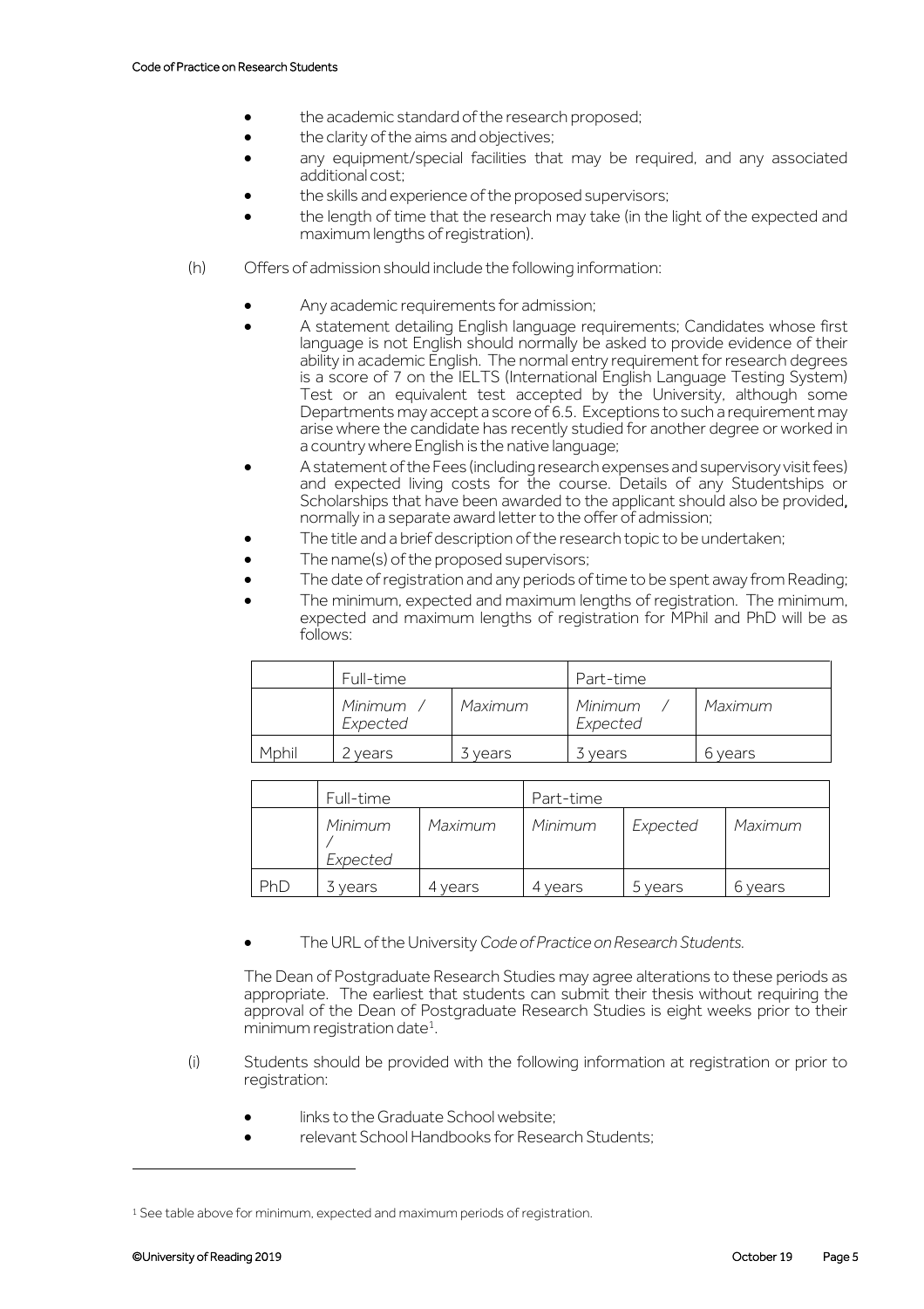- the academic standard of the research proposed;
- the clarity of the aims and objectives;
- any equipment/special facilities that may be required, and any associated additional cost;
- the skills and experience of the proposed supervisors;
- the length of time that the research may take (in the light of the expected and maximum lengths of registration).

(h) Offers of admission should include the following information:

- Any academic requirements for admission;
- A statement detailing English language requirements; Candidates whose first language is not English should normally be asked to provide evidence of their ability in academic English. The normal entry requirement for research degrees is a score of 7 on the IELTS (International English Language Testing System) Test or an equivalent test accepted by the University, although some Departments may accept a score of 6.5. Exceptions to such a requirement may arise where the candidate has recently studied for another degree or worked in a country where English is the native language;
- A statement of the Fees (including research expenses and supervisory visit fees) and expected living costs for the course. Details of any Studentships or Scholarships that have been awarded to the applicant should also be provided**,** normally in a separate award letter to the offer of admission;
- The title and a brief description of the research topic to be undertaken;
- The name(s) of the proposed supervisors;
- The date of registration and any periods of time to be spent away from Reading;
- The minimum, expected and maximum lengths of registration. The minimum, expected and maximum lengths of registration for MPhil and PhD will be as follows:

| | Full-time | | Part-time | |
|---|---|---|---|---|
| | *Minimum / Expected* | *Maximum* | *Minimum / Expected* | *Maximum* |
| Mphil | 2 years | 3 years | 3 years | 6 years |

| | Full-time | | Part-time | | |
|---|---|---|---|---|---|
| | *Minimum / Expected* | *Maximum* | *Minimum* | *Expected* | *Maximum* |
| PhD | 3 years | 4 years | 4 years | 5 years | 6 years |

- The URL of the University *Code of Practice on Research Students.*

The Dean of Postgraduate Research Studies may agree alterations to these periods as appropriate. The earliest that students can submit their thesis without requiring the approval of the Dean of Postgraduate Research Studies is eight weeks prior to their minimum registration date[1].

(i) Students should be provided with the following information at registration or prior to registration:

- links to the Graduate School website;
- relevant School Handbooks for Research Students;

[1] See table above for minimum, expected and maximum periods of registration.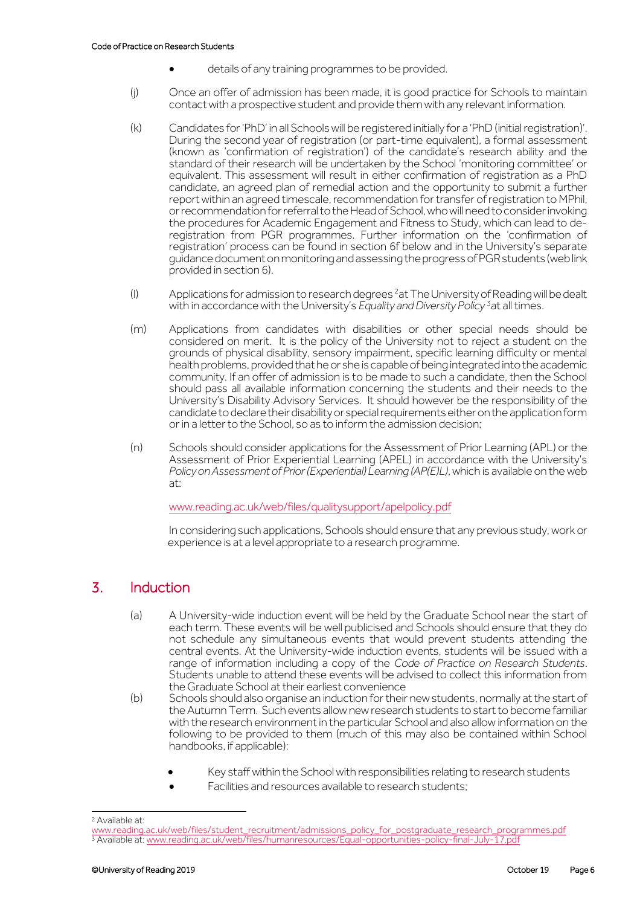- details of any training programmes to be provided.

(j) Once an offer of admission has been made, it is good practice for Schools to maintain contact with a prospective student and provide them with any relevant information.

(k) Candidates for 'PhD' in all Schools will be registered initially for a 'PhD (initial registration)'. During the second year of registration (or part-time equivalent), a formal assessment (known as 'confirmation of registration') of the candidate's research ability and the standard of their research will be undertaken by the School 'monitoring committee' or equivalent. This assessment will result in either confirmation of registration as a PhD candidate, an agreed plan of remedial action and the opportunity to submit a further report within an agreed timescale, recommendation for transfer of registration to MPhil, or recommendation for referral to the Head of School, who will need to consider invoking the procedures for Academic Engagement and Fitness to Study, which can lead to de-registration from PGR programmes. Further information on the 'confirmation of registration' process can be found in section 6f below and in the University's separate guidance document on monitoring and assessing the progress of PGR students (web link provided in section 6).

(l) Applications for admission to research degrees [2] at The University of Reading will be dealt with in accordance with the University's *Equality and Diversity Policy* [3] at all times.

(m) Applications from candidates with disabilities or other special needs should be considered on merit. It is the policy of the University not to reject a student on the grounds of physical disability, sensory impairment, specific learning difficulty or mental health problems, provided that he or she is capable of being integrated into the academic community. If an offer of admission is to be made to such a candidate, then the School should pass all available information concerning the students and their needs to the University's Disability Advisory Services. It should however be the responsibility of the candidate to declare their disability or special requirements either on the application form or in a letter to the School, so as to inform the admission decision;

(n) Schools should consider applications for the Assessment of Prior Learning (APL) or the Assessment of Prior Experiential Learning (APEL) in accordance with the University's *Policy on Assessment of Prior (Experiential) Learning (AP(E)L)*, which is available on the web at:

www.reading.ac.uk/web/files/qualitysupport/apelpolicy.pdf

In considering such applications, Schools should ensure that any previous study, work or experience is at a level appropriate to a research programme.

## 3. Induction

(a) A University-wide induction event will be held by the Graduate School near the start of each term. These events will be well publicised and Schools should ensure that they do not schedule any simultaneous events that would prevent students attending the central events. At the University-wide induction events, students will be issued with a range of information including a copy of the *Code of Practice on Research Students*. Students unable to attend these events will be advised to collect this information from the Graduate School at their earliest convenience

(b) Schools should also organise an induction for their new students, normally at the start of the Autumn Term. Such events allow new research students to start to become familiar with the research environment in the particular School and also allow information on the following to be provided to them (much of this may also be contained within School handbooks, if applicable):

- Key staff within the School with responsibilities relating to research students
- Facilities and resources available to research students;

---

[2] Available at: www.reading.ac.uk/web/files/student_recruitment/admissions_policy_for_postgraduate_research_programmes.pdf

[3] Available at: www.reading.ac.uk/web/files/humanresources/Equal-opportunities-policy-final-July-17.pdf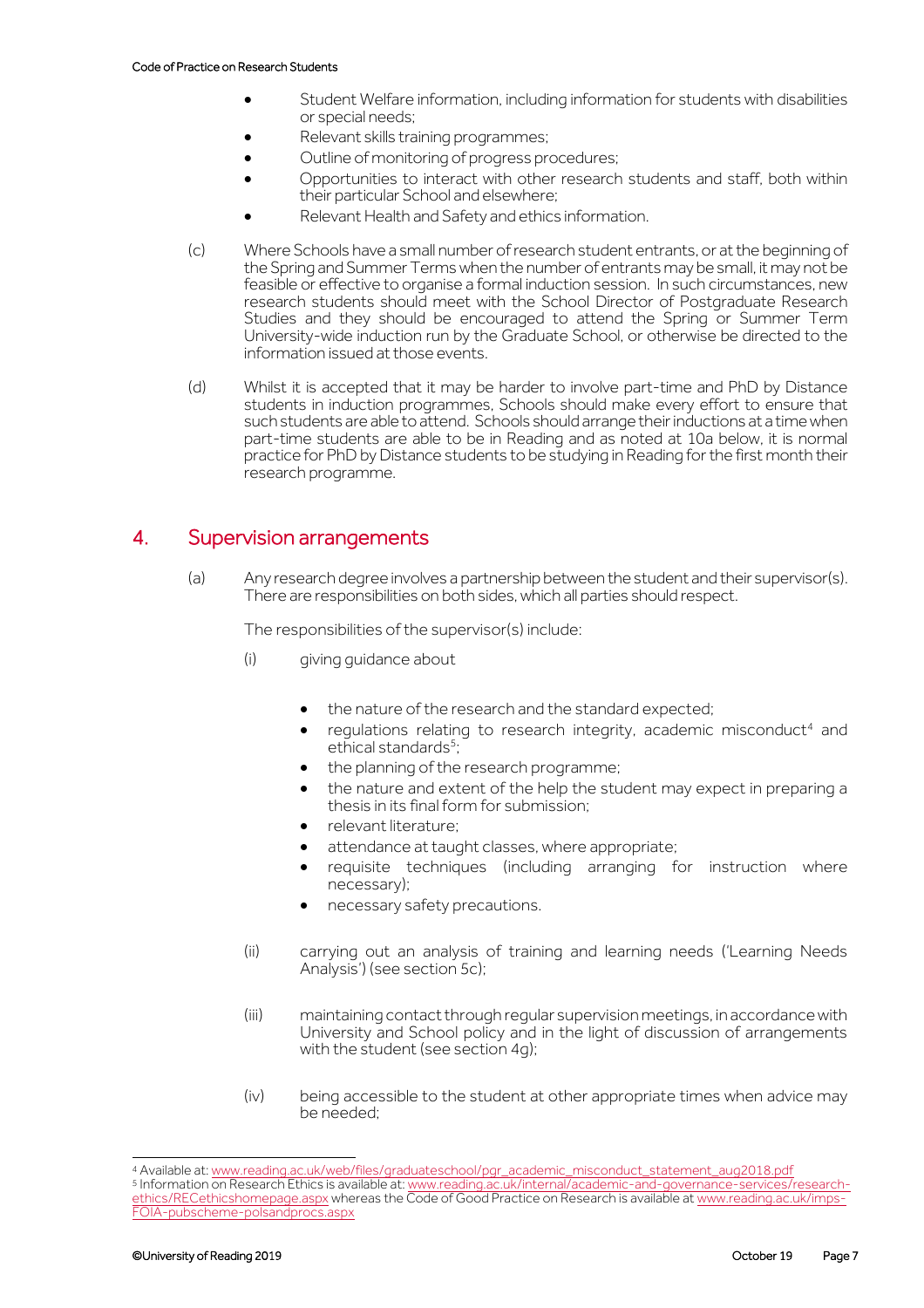- Student Welfare information, including information for students with disabilities or special needs;
- Relevant skills training programmes;
- Outline of monitoring of progress procedures;
- Opportunities to interact with other research students and staff, both within their particular School and elsewhere;
- Relevant Health and Safety and ethics information.

(c) Where Schools have a small number of research student entrants, or at the beginning of the Spring and Summer Terms when the number of entrants may be small, it may not be feasible or effective to organise a formal induction session. In such circumstances, new research students should meet with the School Director of Postgraduate Research Studies and they should be encouraged to attend the Spring or Summer Term University-wide induction run by the Graduate School, or otherwise be directed to the information issued at those events.

(d) Whilst it is accepted that it may be harder to involve part-time and PhD by Distance students in induction programmes, Schools should make every effort to ensure that such students are able to attend. Schools should arrange their inductions at a time when part-time students are able to be in Reading and as noted at 10a below, it is normal practice for PhD by Distance students to be studying in Reading for the first month their research programme.

## 4. Supervision arrangements

(a) Any research degree involves a partnership between the student and their supervisor(s). There are responsibilities on both sides, which all parties should respect.

The responsibilities of the supervisor(s) include:

(i) giving guidance about

- the nature of the research and the standard expected;
- regulations relating to research integrity, academic misconduct[4] and ethical standards[5];
- the planning of the research programme;
- the nature and extent of the help the student may expect in preparing a thesis in its final form for submission;
- relevant literature;
- attendance at taught classes, where appropriate;
- requisite techniques (including arranging for instruction where necessary);
- necessary safety precautions.

(ii) carrying out an analysis of training and learning needs ('Learning Needs Analysis') (see section 5c);

(iii) maintaining contact through regular supervision meetings, in accordance with University and School policy and in the light of discussion of arrangements with the student (see section 4g);

(iv) being accessible to the student at other appropriate times when advice may be needed;

---

[4] Available at: www.reading.ac.uk/web/files/graduateschool/pgr_academic_misconduct_statement_aug2018.pdf

[5] Information on Research Ethics is available at: www.reading.ac.uk/internal/academic-and-governance-services/research-ethics/RECethicshomepage.aspx whereas the Code of Good Practice on Research is available at www.reading.ac.uk/imps-FOIA-pubscheme-polsandprocs.aspx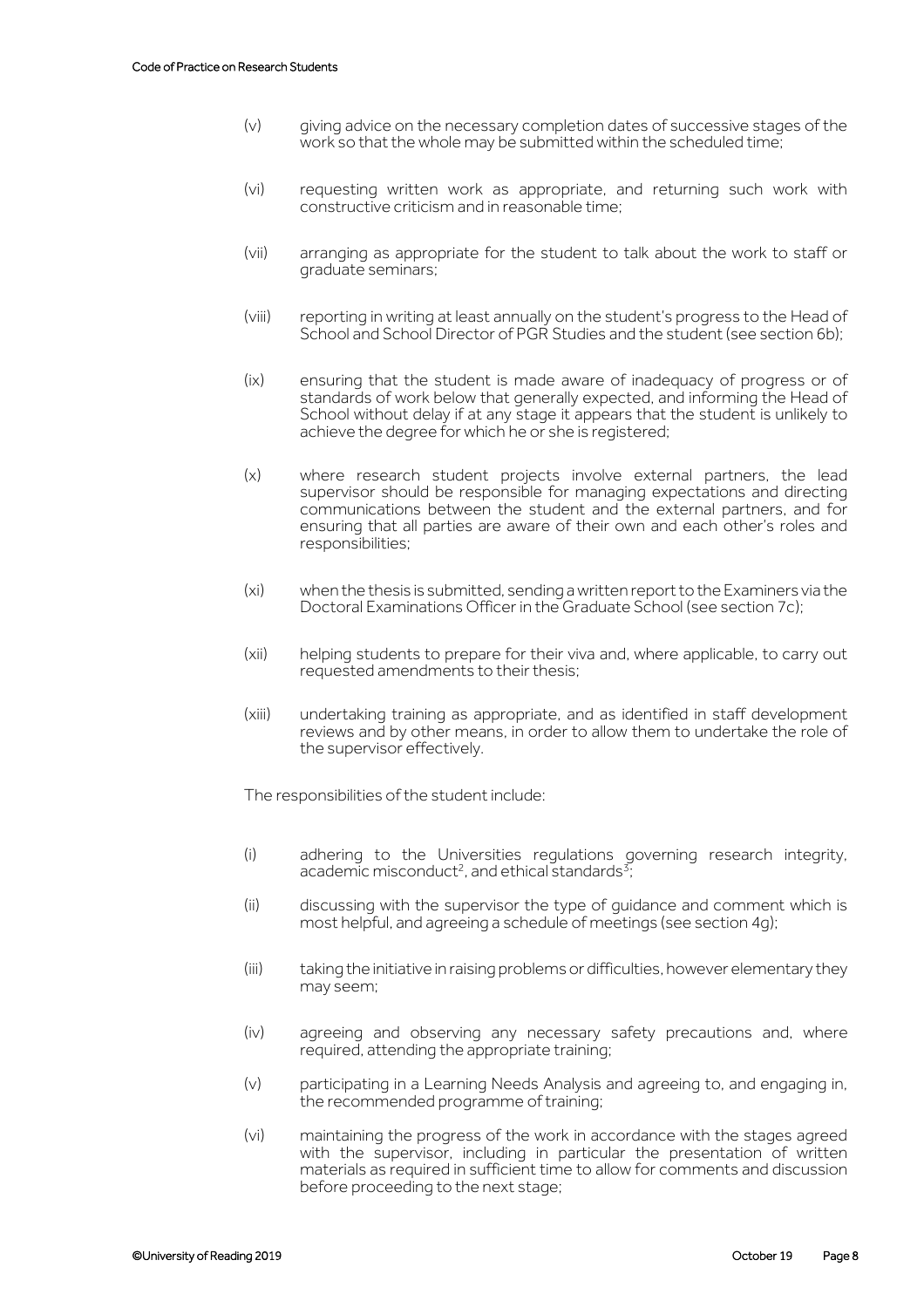(v) giving advice on the necessary completion dates of successive stages of the work so that the whole may be submitted within the scheduled time;

(vi) requesting written work as appropriate, and returning such work with constructive criticism and in reasonable time;

(vii) arranging as appropriate for the student to talk about the work to staff or graduate seminars;

(viii) reporting in writing at least annually on the student's progress to the Head of School and School Director of PGR Studies and the student (see section 6b);

(ix) ensuring that the student is made aware of inadequacy of progress or of standards of work below that generally expected, and informing the Head of School without delay if at any stage it appears that the student is unlikely to achieve the degree for which he or she is registered;

(x) where research student projects involve external partners, the lead supervisor should be responsible for managing expectations and directing communications between the student and the external partners, and for ensuring that all parties are aware of their own and each other's roles and responsibilities;

(xi) when the thesis is submitted, sending a written report to the Examiners via the Doctoral Examinations Officer in the Graduate School (see section 7c);

(xii) helping students to prepare for their viva and, where applicable, to carry out requested amendments to their thesis;

(xiii) undertaking training as appropriate, and as identified in staff development reviews and by other means, in order to allow them to undertake the role of the supervisor effectively.

The responsibilities of the student include:

(i) adhering to the Universities regulations governing research integrity, academic misconduct[2], and ethical standards[3];

(ii) discussing with the supervisor the type of guidance and comment which is most helpful, and agreeing a schedule of meetings (see section 4g);

(iii) taking the initiative in raising problems or difficulties, however elementary they may seem;

(iv) agreeing and observing any necessary safety precautions and, where required, attending the appropriate training;

(v) participating in a Learning Needs Analysis and agreeing to, and engaging in, the recommended programme of training;

(vi) maintaining the progress of the work in accordance with the stages agreed with the supervisor, including in particular the presentation of written materials as required in sufficient time to allow for comments and discussion before proceeding to the next stage;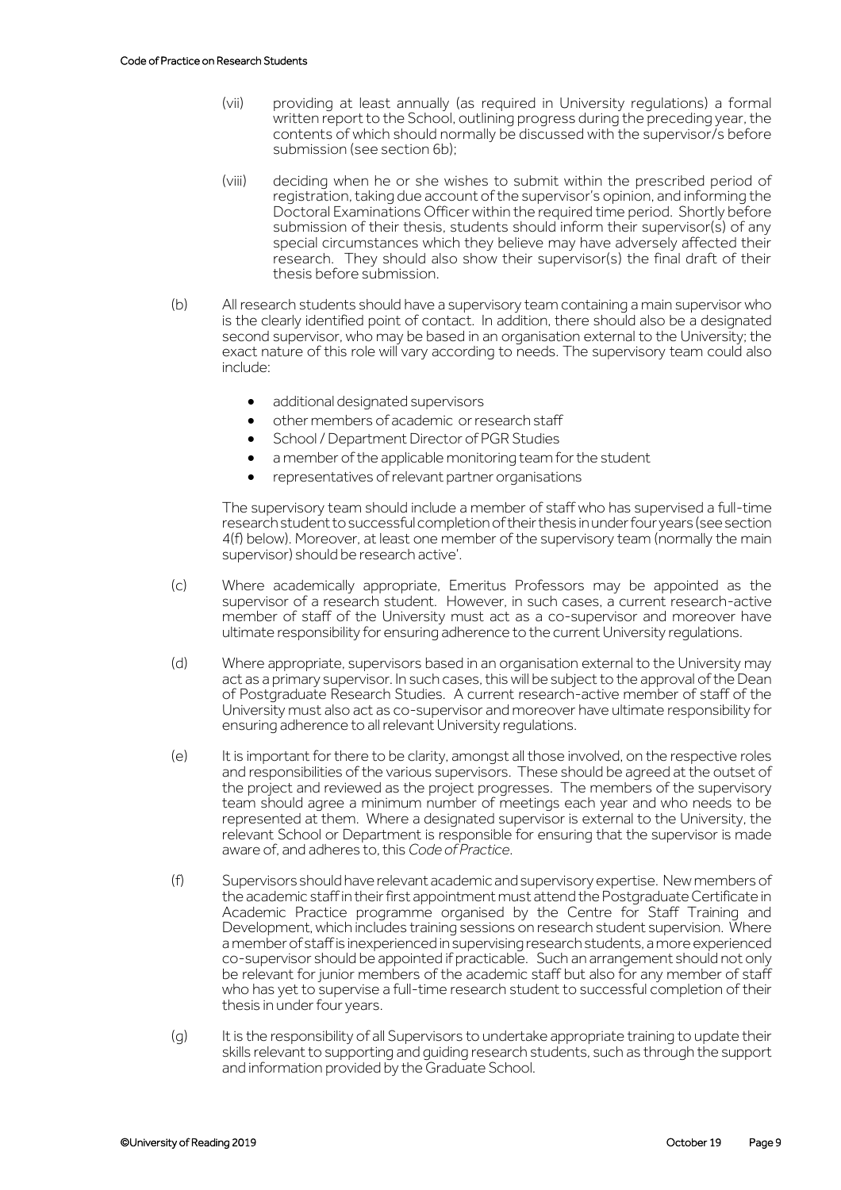(vii) providing at least annually (as required in University regulations) a formal written report to the School, outlining progress during the preceding year, the contents of which should normally be discussed with the supervisor/s before submission (see section 6b);

(viii) deciding when he or she wishes to submit within the prescribed period of registration, taking due account of the supervisor's opinion, and informing the Doctoral Examinations Officer within the required time period. Shortly before submission of their thesis, students should inform their supervisor(s) of any special circumstances which they believe may have adversely affected their research. They should also show their supervisor(s) the final draft of their thesis before submission.

(b) All research students should have a supervisory team containing a main supervisor who is the clearly identified point of contact. In addition, there should also be a designated second supervisor, who may be based in an organisation external to the University; the exact nature of this role will vary according to needs. The supervisory team could also include:

- additional designated supervisors
- other members of academic or research staff
- School / Department Director of PGR Studies
- a member of the applicable monitoring team for the student
- representatives of relevant partner organisations

The supervisory team should include a member of staff who has supervised a full-time research student to successful completion of their thesis in under four years (see section 4(f) below). Moreover, at least one member of the supervisory team (normally the main supervisor) should be research active'.

(c) Where academically appropriate, Emeritus Professors may be appointed as the supervisor of a research student. However, in such cases, a current research-active member of staff of the University must act as a co-supervisor and moreover have ultimate responsibility for ensuring adherence to the current University regulations.

(d) Where appropriate, supervisors based in an organisation external to the University may act as a primary supervisor. In such cases, this will be subject to the approval of the Dean of Postgraduate Research Studies. A current research-active member of staff of the University must also act as co-supervisor and moreover have ultimate responsibility for ensuring adherence to all relevant University regulations.

(e) It is important for there to be clarity, amongst all those involved, on the respective roles and responsibilities of the various supervisors. These should be agreed at the outset of the project and reviewed as the project progresses. The members of the supervisory team should agree a minimum number of meetings each year and who needs to be represented at them. Where a designated supervisor is external to the University, the relevant School or Department is responsible for ensuring that the supervisor is made aware of, and adheres to, this *Code of Practice*.

(f) Supervisors should have relevant academic and supervisory expertise. New members of the academic staff in their first appointment must attend the Postgraduate Certificate in Academic Practice programme organised by the Centre for Staff Training and Development, which includes training sessions on research student supervision. Where a member of staff is inexperienced in supervising research students, a more experienced co-supervisor should be appointed if practicable. Such an arrangement should not only be relevant for junior members of the academic staff but also for any member of staff who has yet to supervise a full-time research student to successful completion of their thesis in under four years.

(g) It is the responsibility of all Supervisors to undertake appropriate training to update their skills relevant to supporting and guiding research students, such as through the support and information provided by the Graduate School.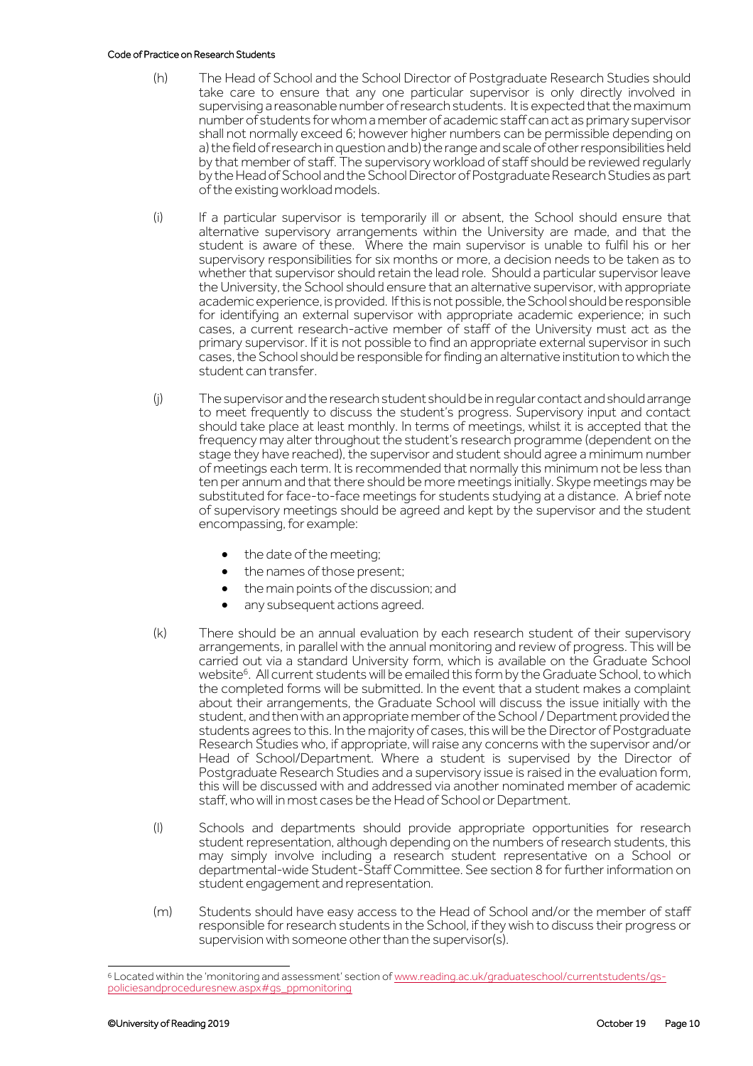(h) The Head of School and the School Director of Postgraduate Research Studies should take care to ensure that any one particular supervisor is only directly involved in supervising a reasonable number of research students. It is expected that the maximum number of students for whom a member of academic staff can act as primary supervisor shall not normally exceed 6; however higher numbers can be permissible depending on a) the field of research in question and b) the range and scale of other responsibilities held by that member of staff. The supervisory workload of staff should be reviewed regularly by the Head of School and the School Director of Postgraduate Research Studies as part of the existing workload models.

(i) If a particular supervisor is temporarily ill or absent, the School should ensure that alternative supervisory arrangements within the University are made, and that the student is aware of these. Where the main supervisor is unable to fulfil his or her supervisory responsibilities for six months or more, a decision needs to be taken as to whether that supervisor should retain the lead role. Should a particular supervisor leave the University, the School should ensure that an alternative supervisor, with appropriate academic experience, is provided. If this is not possible, the School should be responsible for identifying an external supervisor with appropriate academic experience; in such cases, a current research-active member of staff of the University must act as the primary supervisor. If it is not possible to find an appropriate external supervisor in such cases, the School should be responsible for finding an alternative institution to which the student can transfer.

(j) The supervisor and the research student should be in regular contact and should arrange to meet frequently to discuss the student's progress. Supervisory input and contact should take place at least monthly. In terms of meetings, whilst it is accepted that the frequency may alter throughout the student's research programme (dependent on the stage they have reached), the supervisor and student should agree a minimum number of meetings each term. It is recommended that normally this minimum not be less than ten per annum and that there should be more meetings initially. Skype meetings may be substituted for face-to-face meetings for students studying at a distance. A brief note of supervisory meetings should be agreed and kept by the supervisor and the student encompassing, for example:

- the date of the meeting;
- the names of those present;
- the main points of the discussion; and
- any subsequent actions agreed.

(k) There should be an annual evaluation by each research student of their supervisory arrangements, in parallel with the annual monitoring and review of progress. This will be carried out via a standard University form, which is available on the Graduate School website[6]. All current students will be emailed this form by the Graduate School, to which the completed forms will be submitted. In the event that a student makes a complaint about their arrangements, the Graduate School will discuss the issue initially with the student, and then with an appropriate member of the School / Department provided the students agrees to this. In the majority of cases, this will be the Director of Postgraduate Research Studies who, if appropriate, will raise any concerns with the supervisor and/or Head of School/Department. Where a student is supervised by the Director of Postgraduate Research Studies and a supervisory issue is raised in the evaluation form, this will be discussed with and addressed via another nominated member of academic staff, who will in most cases be the Head of School or Department.

(l) Schools and departments should provide appropriate opportunities for research student representation, although depending on the numbers of research students, this may simply involve including a research student representative on a School or departmental-wide Student-Staff Committee. See section 8 for further information on student engagement and representation.

(m) Students should have easy access to the Head of School and/or the member of staff responsible for research students in the School, if they wish to discuss their progress or supervision with someone other than the supervisor(s).

---

[6] Located within the 'monitoring and assessment' section of www.reading.ac.uk/graduateschool/currentstudents/gs-policiesandproceduresnew.aspx#gs_ppmonitoring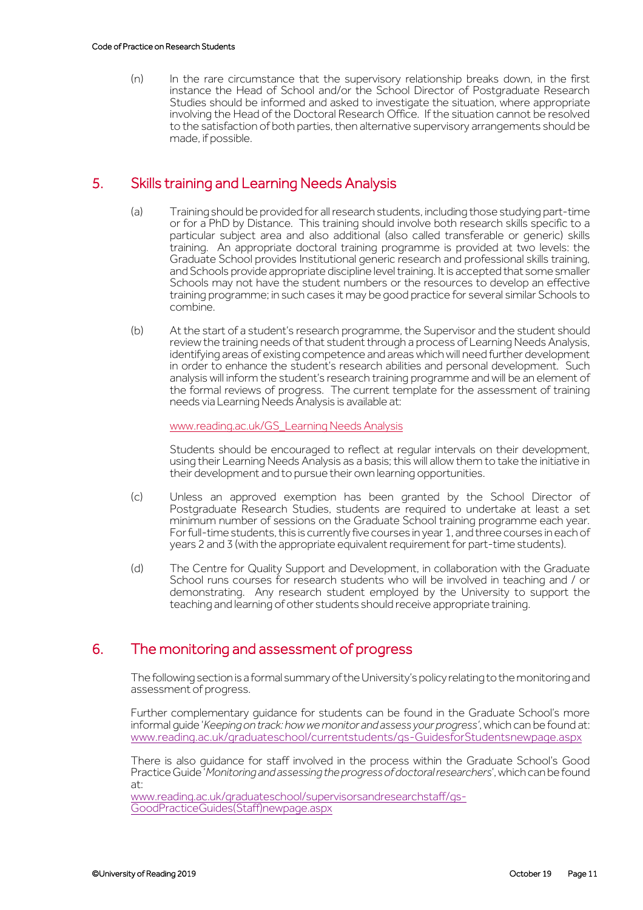(n) In the rare circumstance that the supervisory relationship breaks down, in the first instance the Head of School and/or the School Director of Postgraduate Research Studies should be informed and asked to investigate the situation, where appropriate involving the Head of the Doctoral Research Office. If the situation cannot be resolved to the satisfaction of both parties, then alternative supervisory arrangements should be made, if possible.

## 5. Skills training and Learning Needs Analysis

(a) Training should be provided for all research students, including those studying part-time or for a PhD by Distance. This training should involve both research skills specific to a particular subject area and also additional (also called transferable or generic) skills training. An appropriate doctoral training programme is provided at two levels: the Graduate School provides Institutional generic research and professional skills training, and Schools provide appropriate discipline level training. It is accepted that some smaller Schools may not have the student numbers or the resources to develop an effective training programme; in such cases it may be good practice for several similar Schools to combine.

(b) At the start of a student's research programme, the Supervisor and the student should review the training needs of that student through a process of Learning Needs Analysis, identifying areas of existing competence and areas which will need further development in order to enhance the student's research abilities and personal development. Such analysis will inform the student's research training programme and will be an element of the formal reviews of progress. The current template for the assessment of training needs via Learning Needs Analysis is available at:

www.reading.ac.uk/GS_Learning Needs Analysis

Students should be encouraged to reflect at regular intervals on their development, using their Learning Needs Analysis as a basis; this will allow them to take the initiative in their development and to pursue their own learning opportunities.

(c) Unless an approved exemption has been granted by the School Director of Postgraduate Research Studies, students are required to undertake at least a set minimum number of sessions on the Graduate School training programme each year. For full-time students, this is currently five courses in year 1, and three courses in each of years 2 and 3 (with the appropriate equivalent requirement for part-time students).

(d) The Centre for Quality Support and Development, in collaboration with the Graduate School runs courses for research students who will be involved in teaching and / or demonstrating. Any research student employed by the University to support the teaching and learning of other students should receive appropriate training.

## 6. The monitoring and assessment of progress

The following section is a formal summary of the University's policy relating to the monitoring and assessment of progress.

Further complementary guidance for students can be found in the Graduate School's more informal guide '*Keeping on track: how we monitor and assess your progress*', which can be found at: www.reading.ac.uk/graduateschool/currentstudents/gs-GuidesforStudentsnewpage.aspx

There is also guidance for staff involved in the process within the Graduate School's Good Practice Guide '*Monitoring and assessing the progress of doctoral researchers*', which can be found at:
www.reading.ac.uk/graduateschool/supervisorsandresearchstaff/gs-GoodPracticeGuides(Staff)newpage.aspx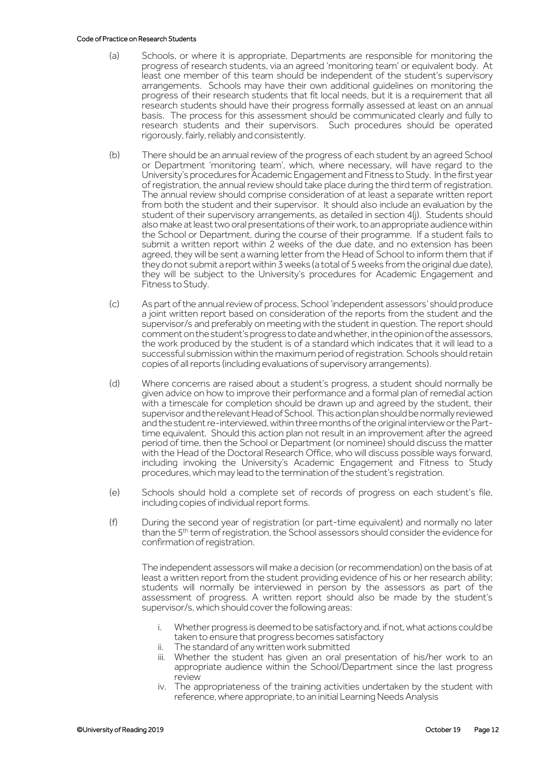(a) Schools, or where it is appropriate, Departments are responsible for monitoring the progress of research students, via an agreed 'monitoring team' or equivalent body. At least one member of this team should be independent of the student's supervisory arrangements. Schools may have their own additional guidelines on monitoring the progress of their research students that fit local needs, but it is a requirement that all research students should have their progress formally assessed at least on an annual basis. The process for this assessment should be communicated clearly and fully to research students and their supervisors. Such procedures should be operated rigorously, fairly, reliably and consistently.

(b) There should be an annual review of the progress of each student by an agreed School or Department 'monitoring team', which, where necessary, will have regard to the University's procedures for Academic Engagement and Fitness to Study. In the first year of registration, the annual review should take place during the third term of registration. The annual review should comprise consideration of at least a separate written report from both the student and their supervisor. It should also include an evaluation by the student of their supervisory arrangements, as detailed in section 4(j). Students should also make at least two oral presentations of their work, to an appropriate audience within the School or Department, during the course of their programme. If a student fails to submit a written report within 2 weeks of the due date, and no extension has been agreed, they will be sent a warning letter from the Head of School to inform them that if they do not submit a report within 3 weeks (a total of 5 weeks from the original due date), they will be subject to the University's procedures for Academic Engagement and Fitness to Study.

(c) As part of the annual review of process, School 'independent assessors' should produce a joint written report based on consideration of the reports from the student and the supervisor/s and preferably on meeting with the student in question. The report should comment on the student's progress to date and whether, in the opinion of the assessors, the work produced by the student is of a standard which indicates that it will lead to a successful submission within the maximum period of registration. Schools should retain copies of all reports (including evaluations of supervisory arrangements).

(d) Where concerns are raised about a student's progress, a student should normally be given advice on how to improve their performance and a formal plan of remedial action with a timescale for completion should be drawn up and agreed by the student, their supervisor and the relevant Head of School. This action plan should be normally reviewed and the student re-interviewed, within three months of the original interview or the Part-time equivalent. Should this action plan not result in an improvement after the agreed period of time, then the School or Department (or nominee) should discuss the matter with the Head of the Doctoral Research Office, who will discuss possible ways forward, including invoking the University's Academic Engagement and Fitness to Study procedures, which may lead to the termination of the student's registration.

(e) Schools should hold a complete set of records of progress on each student's file, including copies of individual report forms.

(f) During the second year of registration (or part-time equivalent) and normally no later than the 5th term of registration, the School assessors should consider the evidence for confirmation of registration.

The independent assessors will make a decision (or recommendation) on the basis of at least a written report from the student providing evidence of his or her research ability; students will normally be interviewed in person by the assessors as part of the assessment of progress. A written report should also be made by the student's supervisor/s, which should cover the following areas:

i. Whether progress is deemed to be satisfactory and, if not, what actions could be taken to ensure that progress becomes satisfactory
ii. The standard of any written work submitted
iii. Whether the student has given an oral presentation of his/her work to an appropriate audience within the School/Department since the last progress review
iv. The appropriateness of the training activities undertaken by the student with reference, where appropriate, to an initial Learning Needs Analysis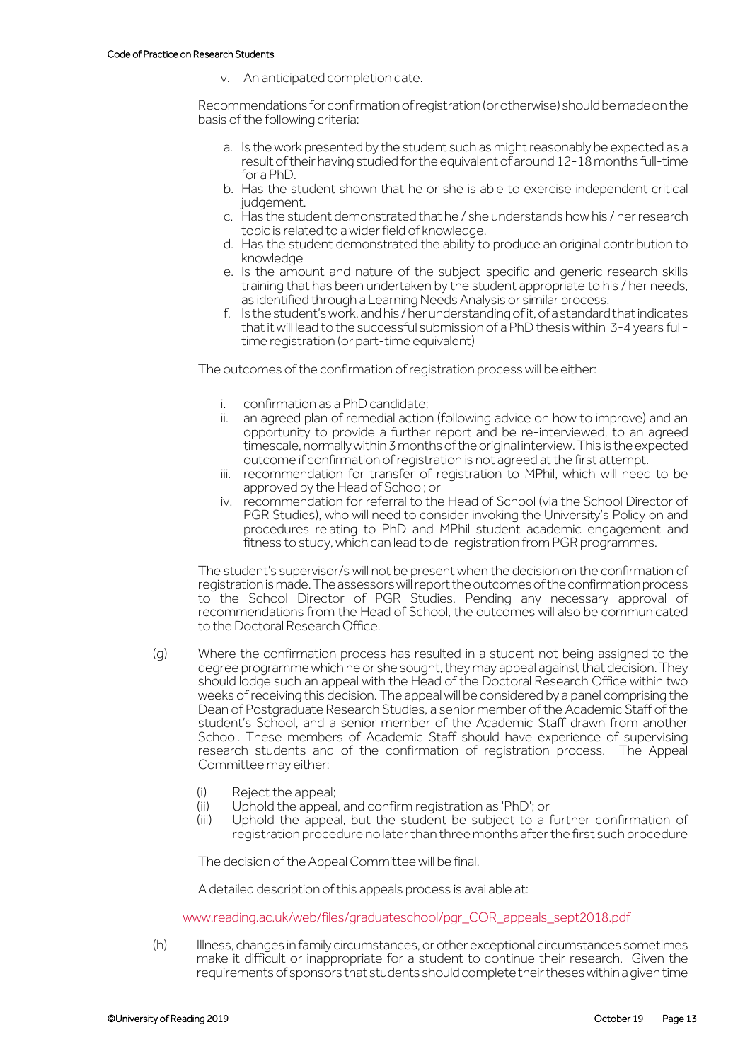v. An anticipated completion date.

Recommendations for confirmation of registration (or otherwise) should be made on the basis of the following criteria:

a. Is the work presented by the student such as might reasonably be expected as a result of their having studied for the equivalent of around 12-18 months full-time for a PhD.
b. Has the student shown that he or she is able to exercise independent critical judgement.
c. Has the student demonstrated that he / she understands how his / her research topic is related to a wider field of knowledge.
d. Has the student demonstrated the ability to produce an original contribution to knowledge
e. Is the amount and nature of the subject-specific and generic research skills training that has been undertaken by the student appropriate to his / her needs, as identified through a Learning Needs Analysis or similar process.
f. Is the student's work, and his / her understanding of it, of a standard that indicates that it will lead to the successful submission of a PhD thesis within 3-4 years full-time registration (or part-time equivalent)

The outcomes of the confirmation of registration process will be either:

i. confirmation as a PhD candidate;
ii. an agreed plan of remedial action (following advice on how to improve) and an opportunity to provide a further report and be re-interviewed, to an agreed timescale, normally within 3 months of the original interview. This is the expected outcome if confirmation of registration is not agreed at the first attempt.
iii. recommendation for transfer of registration to MPhil, which will need to be approved by the Head of School; or
iv. recommendation for referral to the Head of School (via the School Director of PGR Studies), who will need to consider invoking the University's Policy on and procedures relating to PhD and MPhil student academic engagement and fitness to study, which can lead to de-registration from PGR programmes.

The student's supervisor/s will not be present when the decision on the confirmation of registration is made. The assessors will report the outcomes of the confirmation process to the School Director of PGR Studies. Pending any necessary approval of recommendations from the Head of School, the outcomes will also be communicated to the Doctoral Research Office.

(g) Where the confirmation process has resulted in a student not being assigned to the degree programme which he or she sought, they may appeal against that decision. They should lodge such an appeal with the Head of the Doctoral Research Office within two weeks of receiving this decision. The appeal will be considered by a panel comprising the Dean of Postgraduate Research Studies, a senior member of the Academic Staff of the student's School, and a senior member of the Academic Staff drawn from another School. These members of Academic Staff should have experience of supervising research students and of the confirmation of registration process. The Appeal Committee may either:

(i) Reject the appeal;
(ii) Uphold the appeal, and confirm registration as 'PhD'; or
(iii) Uphold the appeal, but the student be subject to a further confirmation of registration procedure no later than three months after the first such procedure

The decision of the Appeal Committee will be final.

A detailed description of this appeals process is available at:

www.reading.ac.uk/web/files/graduateschool/pgr_COR_appeals_sept2018.pdf

(h) Illness, changes in family circumstances, or other exceptional circumstances sometimes make it difficult or inappropriate for a student to continue their research. Given the requirements of sponsors that students should complete their theses within a given time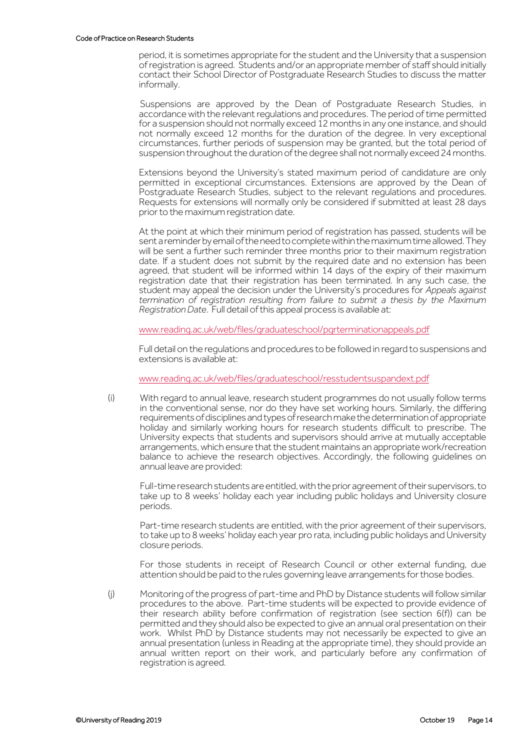period, it is sometimes appropriate for the student and the University that a suspension of registration is agreed. Students and/or an appropriate member of staff should initially contact their School Director of Postgraduate Research Studies to discuss the matter informally.

Suspensions are approved by the Dean of Postgraduate Research Studies, in accordance with the relevant regulations and procedures. The period of time permitted for a suspension should not normally exceed 12 months in any one instance, and should not normally exceed 12 months for the duration of the degree. In very exceptional circumstances, further periods of suspension may be granted, but the total period of suspension throughout the duration of the degree shall not normally exceed 24 months.

Extensions beyond the University's stated maximum period of candidature are only permitted in exceptional circumstances. Extensions are approved by the Dean of Postgraduate Research Studies, subject to the relevant regulations and procedures. Requests for extensions will normally only be considered if submitted at least 28 days prior to the maximum registration date.

At the point at which their minimum period of registration has passed, students will be sent a reminder by email of the need to complete within the maximum time allowed. They will be sent a further such reminder three months prior to their maximum registration date. If a student does not submit by the required date and no extension has been agreed, that student will be informed within 14 days of the expiry of their maximum registration date that their registration has been terminated. In any such case, the student may appeal the decision under the University's procedures for *Appeals against termination of registration resulting from failure to submit a thesis by the Maximum Registration Date*. Full detail of this appeal process is available at:

www.reading.ac.uk/web/files/graduateschool/pgrterminationappeals.pdf

Full detail on the regulations and procedures to be followed in regard to suspensions and extensions is available at:

www.reading.ac.uk/web/files/graduateschool/resstudentsuspandext.pdf

(i) With regard to annual leave, research student programmes do not usually follow terms in the conventional sense, nor do they have set working hours. Similarly, the differing requirements of disciplines and types of research make the determination of appropriate holiday and similarly working hours for research students difficult to prescribe. The University expects that students and supervisors should arrive at mutually acceptable arrangements, which ensure that the student maintains an appropriate work/recreation balance to achieve the research objectives. Accordingly, the following guidelines on annual leave are provided:

Full-time research students are entitled, with the prior agreement of their supervisors, to take up to 8 weeks' holiday each year including public holidays and University closure periods.

Part-time research students are entitled, with the prior agreement of their supervisors, to take up to 8 weeks' holiday each year pro rata, including public holidays and University closure periods.

For those students in receipt of Research Council or other external funding, due attention should be paid to the rules governing leave arrangements for those bodies.

(j) Monitoring of the progress of part-time and PhD by Distance students will follow similar procedures to the above. Part-time students will be expected to provide evidence of their research ability before confirmation of registration (see section 6(f)) can be permitted and they should also be expected to give an annual oral presentation on their work. Whilst PhD by Distance students may not necessarily be expected to give an annual presentation (unless in Reading at the appropriate time), they should provide an annual written report on their work, and particularly before any confirmation of registration is agreed.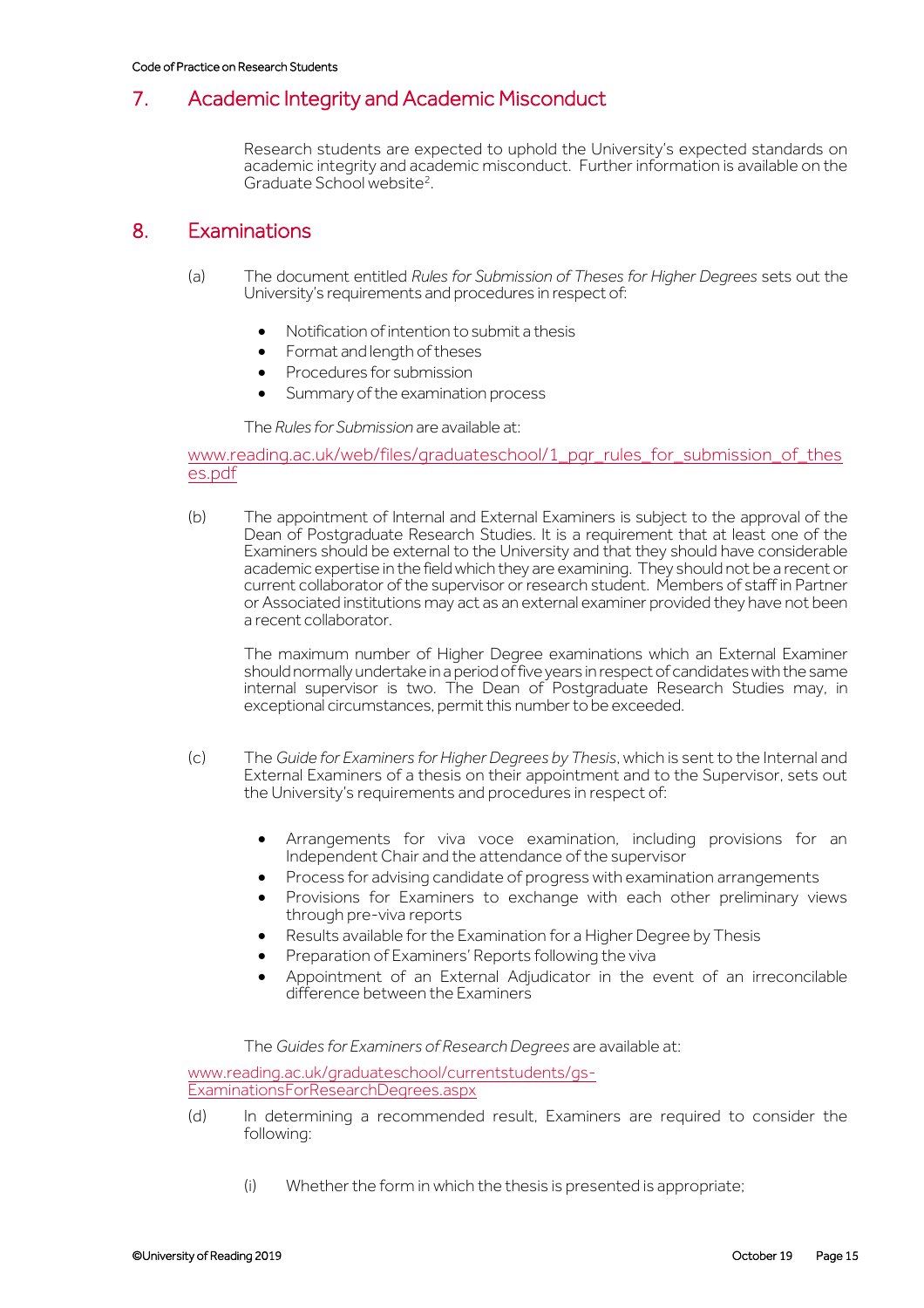## 7. Academic Integrity and Academic Misconduct

Research students are expected to uphold the University's expected standards on academic integrity and academic misconduct. Further information is available on the Graduate School website[2].

## 8. Examinations

(a) The document entitled *Rules for Submission of Theses for Higher Degrees* sets out the University's requirements and procedures in respect of:

- Notification of intention to submit a thesis
- Format and length of theses
- Procedures for submission
- Summary of the examination process

The *Rules for Submission* are available at:

www.reading.ac.uk/web/files/graduateschool/1_pgr_rules_for_submission_of_theses.pdf

(b) The appointment of Internal and External Examiners is subject to the approval of the Dean of Postgraduate Research Studies. It is a requirement that at least one of the Examiners should be external to the University and that they should have considerable academic expertise in the field which they are examining. They should not be a recent or current collaborator of the supervisor or research student. Members of staff in Partner or Associated institutions may act as an external examiner provided they have not been a recent collaborator.

The maximum number of Higher Degree examinations which an External Examiner should normally undertake in a period of five years in respect of candidates with the same internal supervisor is two. The Dean of Postgraduate Research Studies may, in exceptional circumstances, permit this number to be exceeded.

(c) The *Guide for Examiners for Higher Degrees by Thesis*, which is sent to the Internal and External Examiners of a thesis on their appointment and to the Supervisor, sets out the University's requirements and procedures in respect of:

- Arrangements for viva voce examination, including provisions for an Independent Chair and the attendance of the supervisor
- Process for advising candidate of progress with examination arrangements
- Provisions for Examiners to exchange with each other preliminary views through pre-viva reports
- Results available for the Examination for a Higher Degree by Thesis
- Preparation of Examiners' Reports following the viva
- Appointment of an External Adjudicator in the event of an irreconcilable difference between the Examiners

The *Guides for Examiners of Research Degrees* are available at:

www.reading.ac.uk/graduateschool/currentstudents/gs-ExaminationsForResearchDegrees.aspx

(d) In determining a recommended result, Examiners are required to consider the following:

(i) Whether the form in which the thesis is presented is appropriate;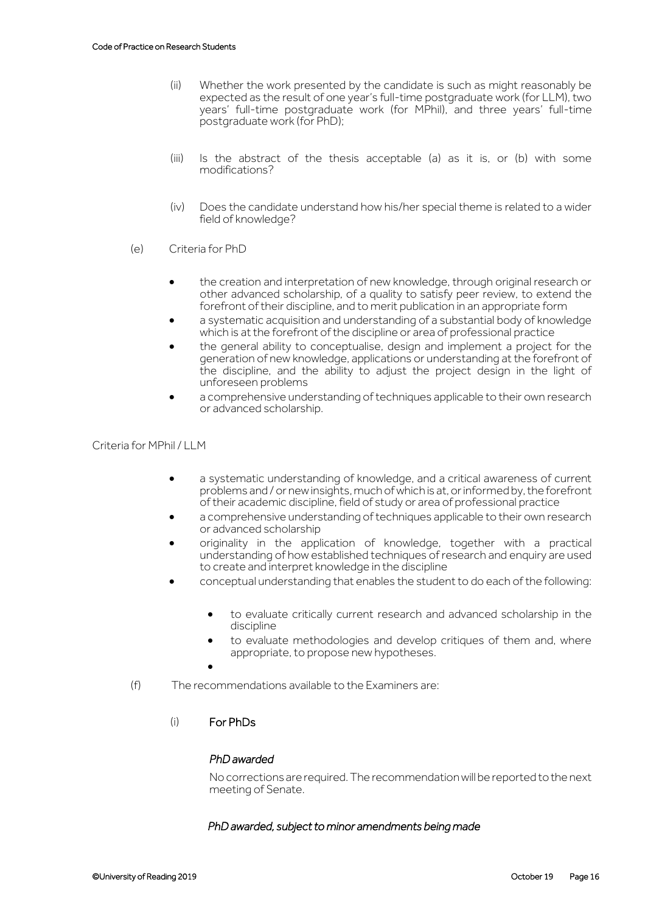(ii) Whether the work presented by the candidate is such as might reasonably be expected as the result of one year's full-time postgraduate work (for LLM), two years' full-time postgraduate work (for MPhil), and three years' full-time postgraduate work (for PhD);

(iii) Is the abstract of the thesis acceptable (a) as it is, or (b) with some modifications?

(iv) Does the candidate understand how his/her special theme is related to a wider field of knowledge?

(e) Criteria for PhD

- the creation and interpretation of new knowledge, through original research or other advanced scholarship, of a quality to satisfy peer review, to extend the forefront of their discipline, and to merit publication in an appropriate form
- a systematic acquisition and understanding of a substantial body of knowledge which is at the forefront of the discipline or area of professional practice
- the general ability to conceptualise, design and implement a project for the generation of new knowledge, applications or understanding at the forefront of the discipline, and the ability to adjust the project design in the light of unforeseen problems
- a comprehensive understanding of techniques applicable to their own research or advanced scholarship.

Criteria for MPhil / LLM

- a systematic understanding of knowledge, and a critical awareness of current problems and / or new insights, much of which is at, or informed by, the forefront of their academic discipline, field of study or area of professional practice
- a comprehensive understanding of techniques applicable to their own research or advanced scholarship
- originality in the application of knowledge, together with a practical understanding of how established techniques of research and enquiry are used to create and interpret knowledge in the discipline
- conceptual understanding that enables the student to do each of the following:
  - to evaluate critically current research and advanced scholarship in the discipline
  - to evaluate methodologies and develop critiques of them and, where appropriate, to propose new hypotheses.

(f) The recommendations available to the Examiners are:

(i) **For PhDs**

*PhD awarded*

No corrections are required. The recommendation will be reported to the next meeting of Senate.

*PhD awarded, subject to minor amendments being made*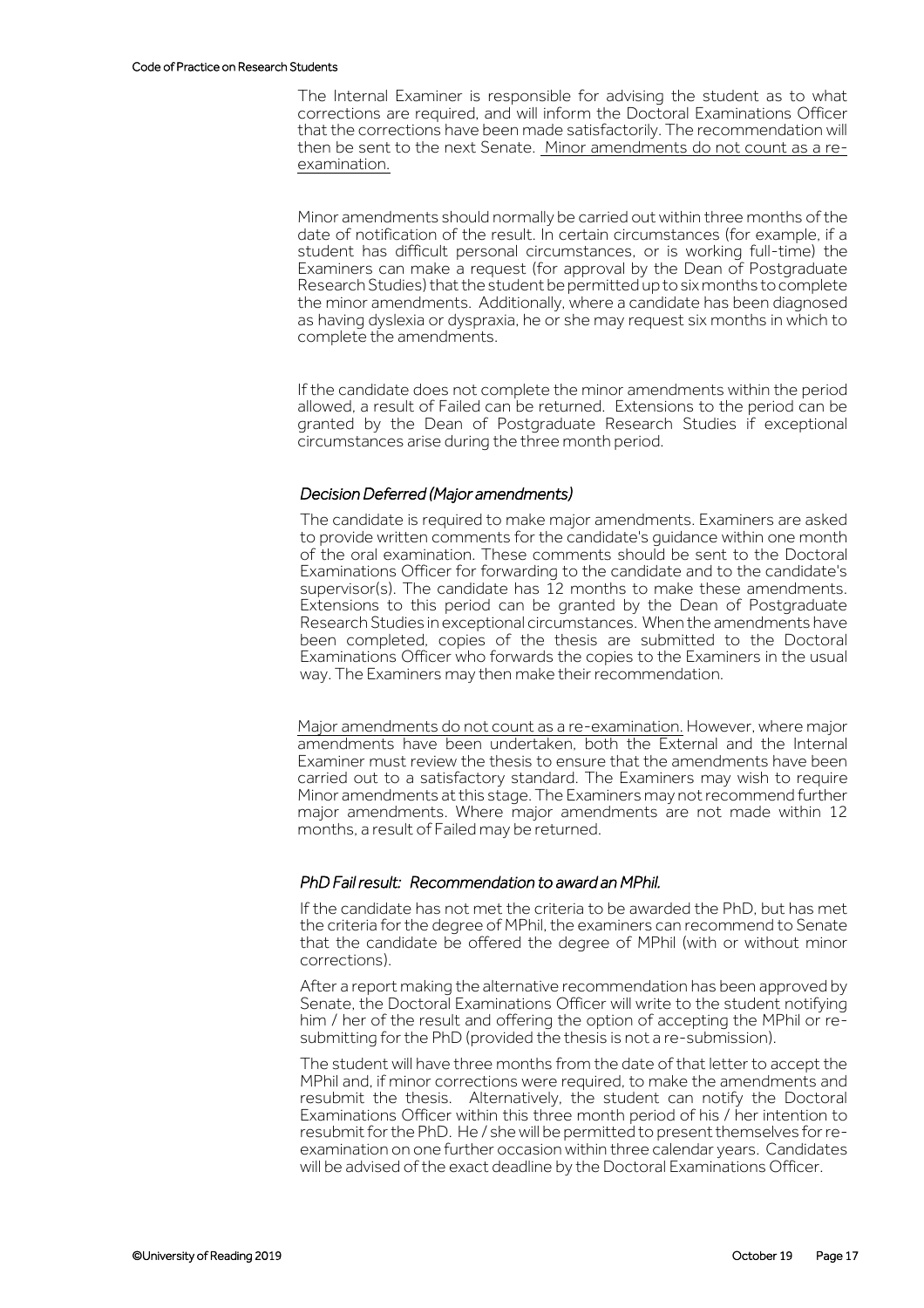The Internal Examiner is responsible for advising the student as to what corrections are required, and will inform the Doctoral Examinations Officer that the corrections have been made satisfactorily. The recommendation will then be sent to the next Senate. Minor amendments do not count as a re-examination.

Minor amendments should normally be carried out within three months of the date of notification of the result. In certain circumstances (for example, if a student has difficult personal circumstances, or is working full-time) the Examiners can make a request (for approval by the Dean of Postgraduate Research Studies) that the student be permitted up to six months to complete the minor amendments. Additionally, where a candidate has been diagnosed as having dyslexia or dyspraxia, he or she may request six months in which to complete the amendments.

If the candidate does not complete the minor amendments within the period allowed, a result of Failed can be returned. Extensions to the period can be granted by the Dean of Postgraduate Research Studies if exceptional circumstances arise during the three month period.

#### *Decision Deferred (Major amendments)*

The candidate is required to make major amendments. Examiners are asked to provide written comments for the candidate's guidance within one month of the oral examination. These comments should be sent to the Doctoral Examinations Officer for forwarding to the candidate and to the candidate's supervisor(s). The candidate has 12 months to make these amendments. Extensions to this period can be granted by the Dean of Postgraduate Research Studies in exceptional circumstances. When the amendments have been completed, copies of the thesis are submitted to the Doctoral Examinations Officer who forwards the copies to the Examiners in the usual way. The Examiners may then make their recommendation.

Major amendments do not count as a re-examination. However, where major amendments have been undertaken, both the External and the Internal Examiner must review the thesis to ensure that the amendments have been carried out to a satisfactory standard. The Examiners may wish to require Minor amendments at this stage. The Examiners may not recommend further major amendments. Where major amendments are not made within 12 months, a result of Failed may be returned.

#### *PhD Fail result: Recommendation to award an MPhil.*

If the candidate has not met the criteria to be awarded the PhD, but has met the criteria for the degree of MPhil, the examiners can recommend to Senate that the candidate be offered the degree of MPhil (with or without minor corrections).

After a report making the alternative recommendation has been approved by Senate, the Doctoral Examinations Officer will write to the student notifying him / her of the result and offering the option of accepting the MPhil or re-submitting for the PhD (provided the thesis is not a re-submission).

The student will have three months from the date of that letter to accept the MPhil and, if minor corrections were required, to make the amendments and resubmit the thesis. Alternatively, the student can notify the Doctoral Examinations Officer within this three month period of his / her intention to resubmit for the PhD. He / she will be permitted to present themselves for re-examination on one further occasion within three calendar years. Candidates will be advised of the exact deadline by the Doctoral Examinations Officer.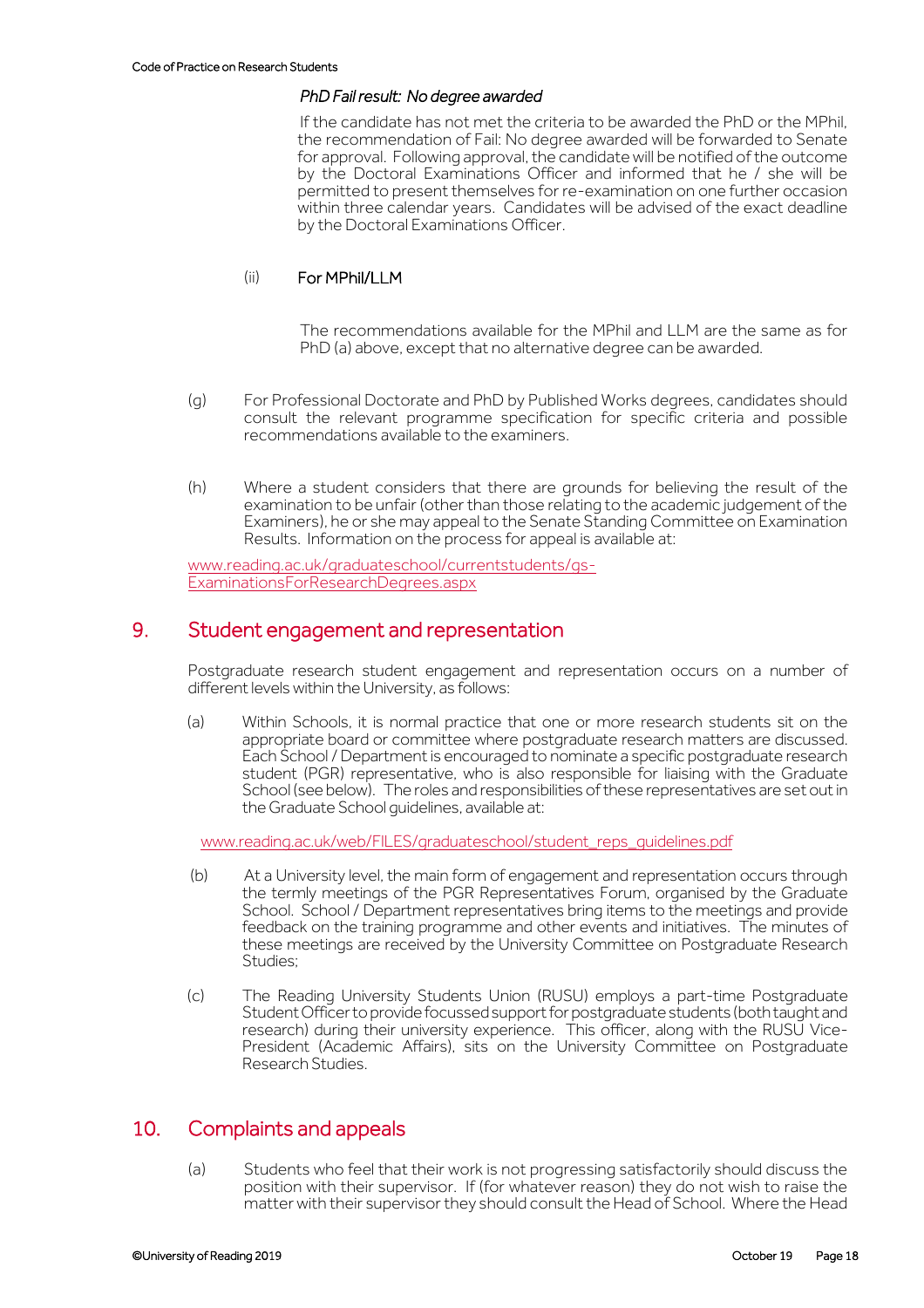*PhD Fail result: No degree awarded*

If the candidate has not met the criteria to be awarded the PhD or the MPhil, the recommendation of Fail: No degree awarded will be forwarded to Senate for approval. Following approval, the candidate will be notified of the outcome by the Doctoral Examinations Officer and informed that he / she will be permitted to present themselves for re-examination on one further occasion within three calendar years. Candidates will be advised of the exact deadline by the Doctoral Examinations Officer.

(ii) For MPhil/LLM

The recommendations available for the MPhil and LLM are the same as for PhD (a) above, except that no alternative degree can be awarded.

(g) For Professional Doctorate and PhD by Published Works degrees, candidates should consult the relevant programme specification for specific criteria and possible recommendations available to the examiners.

(h) Where a student considers that there are grounds for believing the result of the examination to be unfair (other than those relating to the academic judgement of the Examiners), he or she may appeal to the Senate Standing Committee on Examination Results. Information on the process for appeal is available at:

www.reading.ac.uk/graduateschool/currentstudents/gs-ExaminationsForResearchDegrees.aspx

## 9. Student engagement and representation

Postgraduate research student engagement and representation occurs on a number of different levels within the University, as follows:

(a) Within Schools, it is normal practice that one or more research students sit on the appropriate board or committee where postgraduate research matters are discussed. Each School / Department is encouraged to nominate a specific postgraduate research student (PGR) representative, who is also responsible for liaising with the Graduate School (see below). The roles and responsibilities of these representatives are set out in the Graduate School guidelines, available at:

www.reading.ac.uk/web/FILES/graduateschool/student_reps_guidelines.pdf

(b) At a University level, the main form of engagement and representation occurs through the termly meetings of the PGR Representatives Forum, organised by the Graduate School. School / Department representatives bring items to the meetings and provide feedback on the training programme and other events and initiatives. The minutes of these meetings are received by the University Committee on Postgraduate Research Studies;

(c) The Reading University Students Union (RUSU) employs a part-time Postgraduate Student Officer to provide focussed support for postgraduate students (both taught and research) during their university experience. This officer, along with the RUSU Vice-President (Academic Affairs), sits on the University Committee on Postgraduate Research Studies.

## 10. Complaints and appeals

(a) Students who feel that their work is not progressing satisfactorily should discuss the position with their supervisor. If (for whatever reason) they do not wish to raise the matter with their supervisor they should consult the Head of School. Where the Head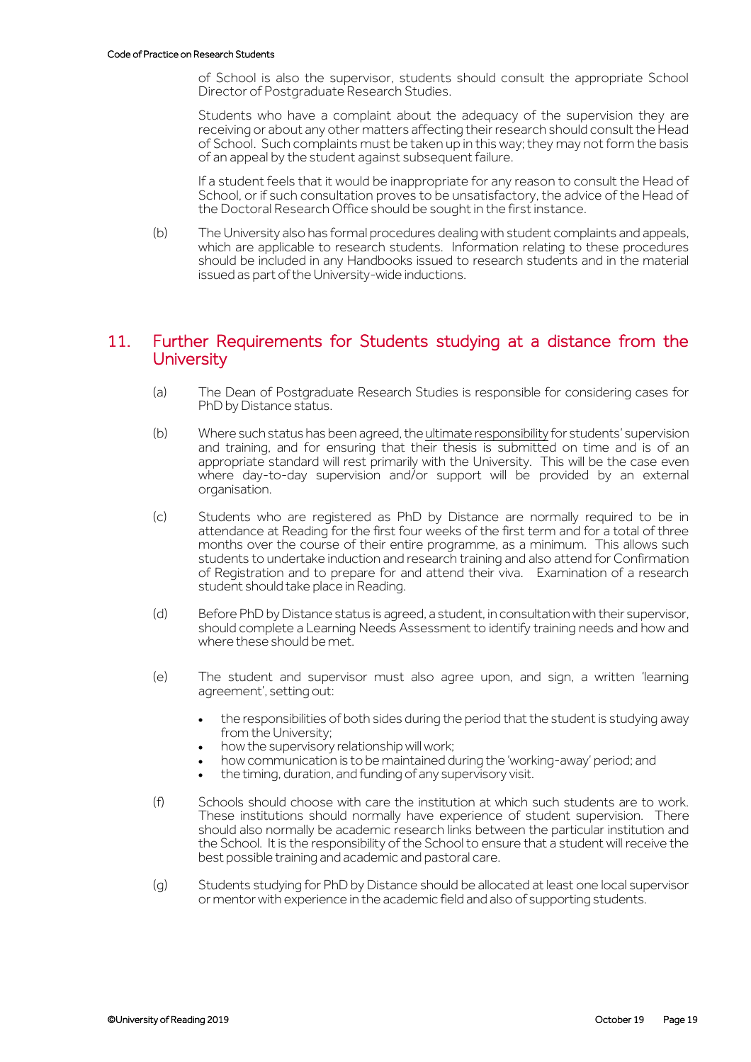of School is also the supervisor, students should consult the appropriate School Director of Postgraduate Research Studies.

Students who have a complaint about the adequacy of the supervision they are receiving or about any other matters affecting their research should consult the Head of School. Such complaints must be taken up in this way; they may not form the basis of an appeal by the student against subsequent failure.

If a student feels that it would be inappropriate for any reason to consult the Head of School, or if such consultation proves to be unsatisfactory, the advice of the Head of the Doctoral Research Office should be sought in the first instance.

(b) The University also has formal procedures dealing with student complaints and appeals, which are applicable to research students. Information relating to these procedures should be included in any Handbooks issued to research students and in the material issued as part of the University-wide inductions.

## 11. Further Requirements for Students studying at a distance from the University

(a) The Dean of Postgraduate Research Studies is responsible for considering cases for PhD by Distance status.

(b) Where such status has been agreed, the ultimate responsibility for students' supervision and training, and for ensuring that their thesis is submitted on time and is of an appropriate standard will rest primarily with the University. This will be the case even where day-to-day supervision and/or support will be provided by an external organisation.

(c) Students who are registered as PhD by Distance are normally required to be in attendance at Reading for the first four weeks of the first term and for a total of three months over the course of their entire programme, as a minimum. This allows such students to undertake induction and research training and also attend for Confirmation of Registration and to prepare for and attend their viva. Examination of a research student should take place in Reading.

(d) Before PhD by Distance status is agreed, a student, in consultation with their supervisor, should complete a Learning Needs Assessment to identify training needs and how and where these should be met.

(e) The student and supervisor must also agree upon, and sign, a written 'learning agreement', setting out:

- the responsibilities of both sides during the period that the student is studying away from the University;
- how the supervisory relationship will work;
- how communication is to be maintained during the 'working-away' period; and
- the timing, duration, and funding of any supervisory visit.

(f) Schools should choose with care the institution at which such students are to work. These institutions should normally have experience of student supervision. There should also normally be academic research links between the particular institution and the School. It is the responsibility of the School to ensure that a student will receive the best possible training and academic and pastoral care.

(g) Students studying for PhD by Distance should be allocated at least one local supervisor or mentor with experience in the academic field and also of supporting students.